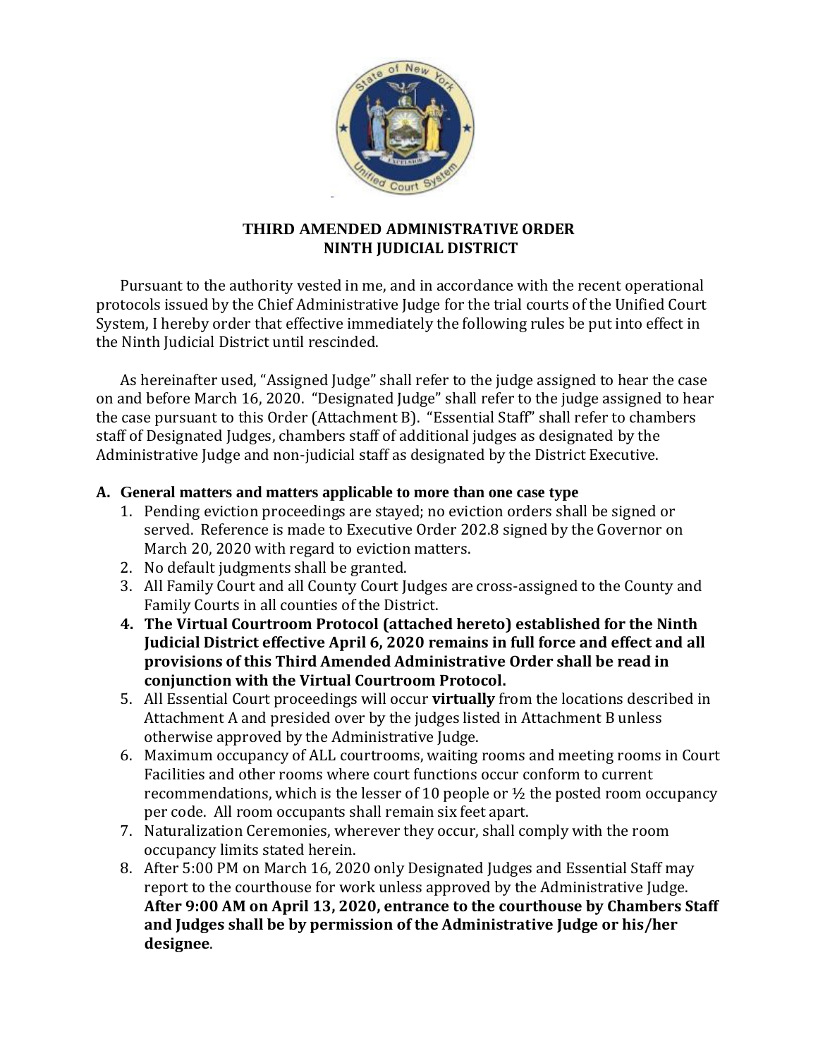# THIRD AMENDED ADMINISTRATIVE ORDER
# NINTH JUDICIAL DISTRICT

Pursuant to the authority vested in me, and in accordance with the recent operational protocols issued by the Chief Administrative Judge for the trial courts of the Unified Court System, I hereby order that effective immediately the following rules be put into effect in the Ninth Judicial District until rescinded.

As hereinafter used, "Assigned Judge" shall refer to the judge assigned to hear the case on and before March 16, 2020. "Designated Judge" shall refer to the judge assigned to hear the case pursuant to this Order (Attachment B). "Essential Staff" shall refer to chambers staff of Designated Judges, chambers staff of additional judges as designated by the Administrative Judge and non-judicial staff as designated by the District Executive.

**A. General matters and matters applicable to more than one case type**

1. Pending eviction proceedings are stayed; no eviction orders shall be signed or served. Reference is made to Executive Order 202.8 signed by the Governor on March 20, 2020 with regard to eviction matters.
2. No default judgments shall be granted.
3. All Family Court and all County Court Judges are cross-assigned to the County and Family Courts in all counties of the District.
4. **The Virtual Courtroom Protocol (attached hereto) established for the Ninth Judicial District effective April 6, 2020 remains in full force and effect and all provisions of this Third Amended Administrative Order shall be read in conjunction with the Virtual Courtroom Protocol.**
5. All Essential Court proceedings will occur **virtually** from the locations described in Attachment A and presided over by the judges listed in Attachment B unless otherwise approved by the Administrative Judge.
6. Maximum occupancy of ALL courtrooms, waiting rooms and meeting rooms in Court Facilities and other rooms where court functions occur conform to current recommendations, which is the lesser of 10 people or ½ the posted room occupancy per code. All room occupants shall remain six feet apart.
7. Naturalization Ceremonies, wherever they occur, shall comply with the room occupancy limits stated herein.
8. After 5:00 PM on March 16, 2020 only Designated Judges and Essential Staff may report to the courthouse for work unless approved by the Administrative Judge. **After 9:00 AM on April 13, 2020, entrance to the courthouse by Chambers Staff and Judges shall be by permission of the Administrative Judge or his/her designee**.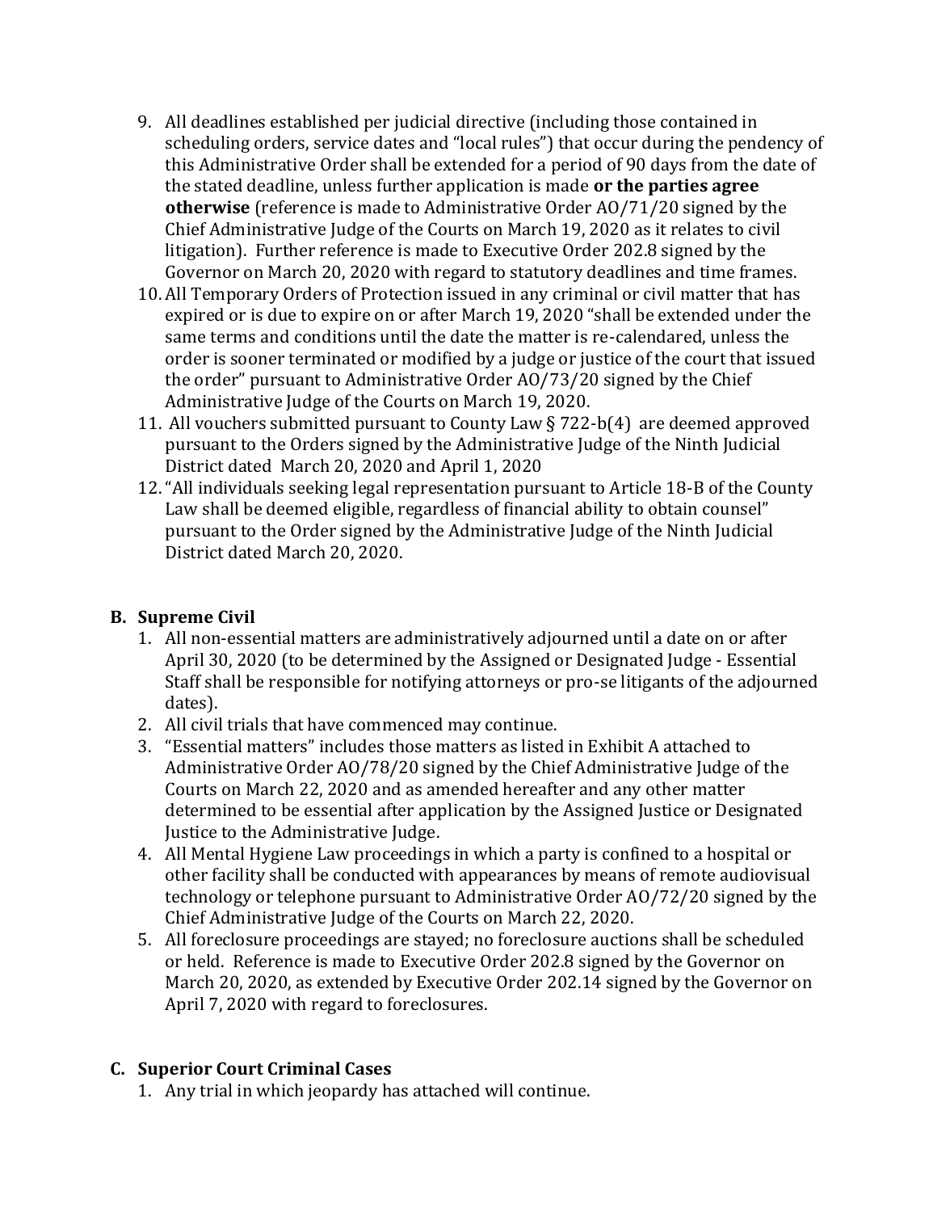9. All deadlines established per judicial directive (including those contained in scheduling orders, service dates and "local rules") that occur during the pendency of this Administrative Order shall be extended for a period of 90 days from the date of the stated deadline, unless further application is made **or the parties agree otherwise** (reference is made to Administrative Order AO/71/20 signed by the Chief Administrative Judge of the Courts on March 19, 2020 as it relates to civil litigation). Further reference is made to Executive Order 202.8 signed by the Governor on March 20, 2020 with regard to statutory deadlines and time frames.
10. All Temporary Orders of Protection issued in any criminal or civil matter that has expired or is due to expire on or after March 19, 2020 "shall be extended under the same terms and conditions until the date the matter is re-calendared, unless the order is sooner terminated or modified by a judge or justice of the court that issued the order" pursuant to Administrative Order AO/73/20 signed by the Chief Administrative Judge of the Courts on March 19, 2020.
11. All vouchers submitted pursuant to County Law § 722-b(4) are deemed approved pursuant to the Orders signed by the Administrative Judge of the Ninth Judicial District dated March 20, 2020 and April 1, 2020
12. "All individuals seeking legal representation pursuant to Article 18-B of the County Law shall be deemed eligible, regardless of financial ability to obtain counsel" pursuant to the Order signed by the Administrative Judge of the Ninth Judicial District dated March 20, 2020.

## B. Supreme Civil

1. All non-essential matters are administratively adjourned until a date on or after April 30, 2020 (to be determined by the Assigned or Designated Judge - Essential Staff shall be responsible for notifying attorneys or pro-se litigants of the adjourned dates).
2. All civil trials that have commenced may continue.
3. "Essential matters" includes those matters as listed in Exhibit A attached to Administrative Order AO/78/20 signed by the Chief Administrative Judge of the Courts on March 22, 2020 and as amended hereafter and any other matter determined to be essential after application by the Assigned Justice or Designated Justice to the Administrative Judge.
4. All Mental Hygiene Law proceedings in which a party is confined to a hospital or other facility shall be conducted with appearances by means of remote audiovisual technology or telephone pursuant to Administrative Order AO/72/20 signed by the Chief Administrative Judge of the Courts on March 22, 2020.
5. All foreclosure proceedings are stayed; no foreclosure auctions shall be scheduled or held. Reference is made to Executive Order 202.8 signed by the Governor on March 20, 2020, as extended by Executive Order 202.14 signed by the Governor on April 7, 2020 with regard to foreclosures.

## C. Superior Court Criminal Cases

1. Any trial in which jeopardy has attached will continue.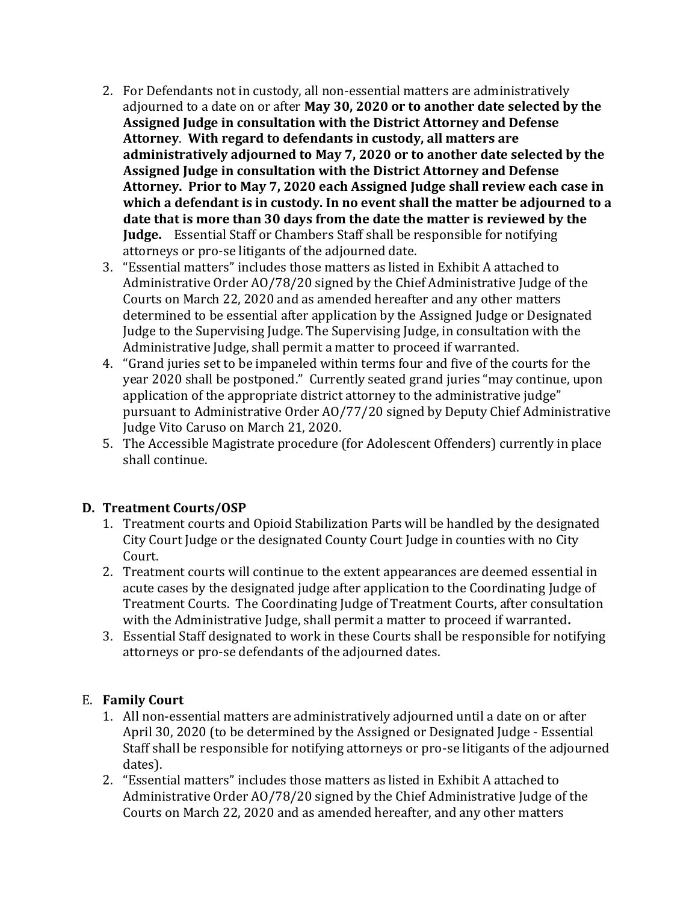2. For Defendants not in custody, all non-essential matters are administratively adjourned to a date on or after **May 30, 2020 or to another date selected by the Assigned Judge in consultation with the District Attorney and Defense Attorney**. **With regard to defendants in custody, all matters are administratively adjourned to May 7, 2020 or to another date selected by the Assigned Judge in consultation with the District Attorney and Defense Attorney. Prior to May 7, 2020 each Assigned Judge shall review each case in which a defendant is in custody. In no event shall the matter be adjourned to a date that is more than 30 days from the date the matter is reviewed by the Judge.** Essential Staff or Chambers Staff shall be responsible for notifying attorneys or pro-se litigants of the adjourned date.
3. "Essential matters" includes those matters as listed in Exhibit A attached to Administrative Order AO/78/20 signed by the Chief Administrative Judge of the Courts on March 22, 2020 and as amended hereafter and any other matters determined to be essential after application by the Assigned Judge or Designated Judge to the Supervising Judge. The Supervising Judge, in consultation with the Administrative Judge, shall permit a matter to proceed if warranted.
4. "Grand juries set to be impaneled within terms four and five of the courts for the year 2020 shall be postponed." Currently seated grand juries "may continue, upon application of the appropriate district attorney to the administrative judge" pursuant to Administrative Order AO/77/20 signed by Deputy Chief Administrative Judge Vito Caruso on March 21, 2020.
5. The Accessible Magistrate procedure (for Adolescent Offenders) currently in place shall continue.

**D. Treatment Courts/OSP**

1. Treatment courts and Opioid Stabilization Parts will be handled by the designated City Court Judge or the designated County Court Judge in counties with no City Court.
2. Treatment courts will continue to the extent appearances are deemed essential in acute cases by the designated judge after application to the Coordinating Judge of Treatment Courts. The Coordinating Judge of Treatment Courts, after consultation with the Administrative Judge, shall permit a matter to proceed if warranted**.**
3. Essential Staff designated to work in these Courts shall be responsible for notifying attorneys or pro-se defendants of the adjourned dates.

E. **Family Court**

1. All non-essential matters are administratively adjourned until a date on or after April 30, 2020 (to be determined by the Assigned or Designated Judge - Essential Staff shall be responsible for notifying attorneys or pro-se litigants of the adjourned dates).
2. "Essential matters" includes those matters as listed in Exhibit A attached to Administrative Order AO/78/20 signed by the Chief Administrative Judge of the Courts on March 22, 2020 and as amended hereafter, and any other matters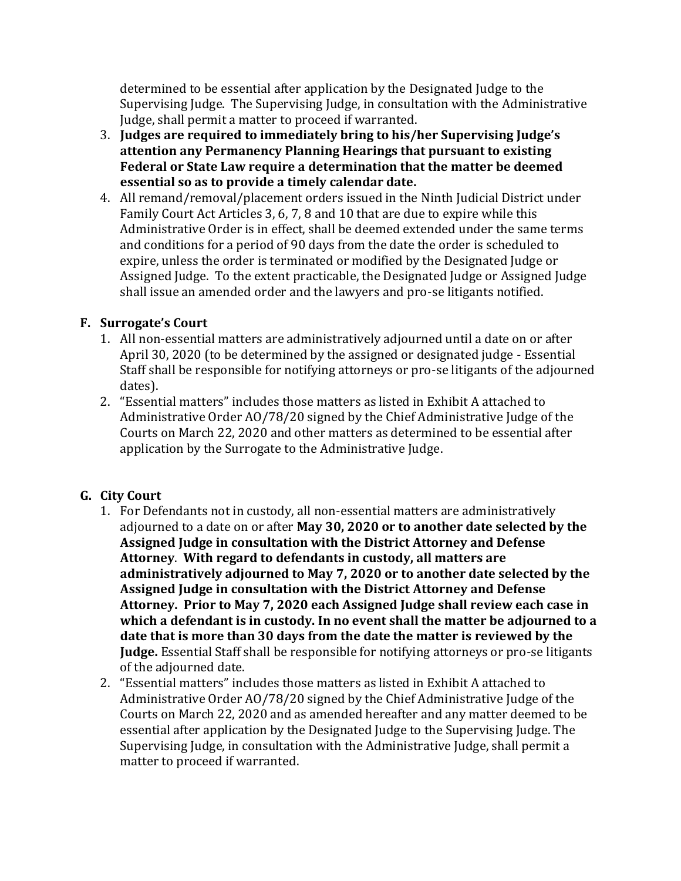determined to be essential after application by the Designated Judge to the Supervising Judge. The Supervising Judge, in consultation with the Administrative Judge, shall permit a matter to proceed if warranted.

3. **Judges are required to immediately bring to his/her Supervising Judge's attention any Permanency Planning Hearings that pursuant to existing Federal or State Law require a determination that the matter be deemed essential so as to provide a timely calendar date.**
4. All remand/removal/placement orders issued in the Ninth Judicial District under Family Court Act Articles 3, 6, 7, 8 and 10 that are due to expire while this Administrative Order is in effect, shall be deemed extended under the same terms and conditions for a period of 90 days from the date the order is scheduled to expire, unless the order is terminated or modified by the Designated Judge or Assigned Judge. To the extent practicable, the Designated Judge or Assigned Judge shall issue an amended order and the lawyers and pro-se litigants notified.

### F. Surrogate's Court

1. All non-essential matters are administratively adjourned until a date on or after April 30, 2020 (to be determined by the assigned or designated judge - Essential Staff shall be responsible for notifying attorneys or pro-se litigants of the adjourned dates).
2. "Essential matters" includes those matters as listed in Exhibit A attached to Administrative Order AO/78/20 signed by the Chief Administrative Judge of the Courts on March 22, 2020 and other matters as determined to be essential after application by the Surrogate to the Administrative Judge.

### G. City Court

1. For Defendants not in custody, all non-essential matters are administratively adjourned to a date on or after **May 30, 2020 or to another date selected by the Assigned Judge in consultation with the District Attorney and Defense Attorney**. **With regard to defendants in custody, all matters are administratively adjourned to May 7, 2020 or to another date selected by the Assigned Judge in consultation with the District Attorney and Defense Attorney. Prior to May 7, 2020 each Assigned Judge shall review each case in which a defendant is in custody. In no event shall the matter be adjourned to a date that is more than 30 days from the date the matter is reviewed by the Judge.** Essential Staff shall be responsible for notifying attorneys or pro-se litigants of the adjourned date.
2. "Essential matters" includes those matters as listed in Exhibit A attached to Administrative Order AO/78/20 signed by the Chief Administrative Judge of the Courts on March 22, 2020 and as amended hereafter and any matter deemed to be essential after application by the Designated Judge to the Supervising Judge. The Supervising Judge, in consultation with the Administrative Judge, shall permit a matter to proceed if warranted.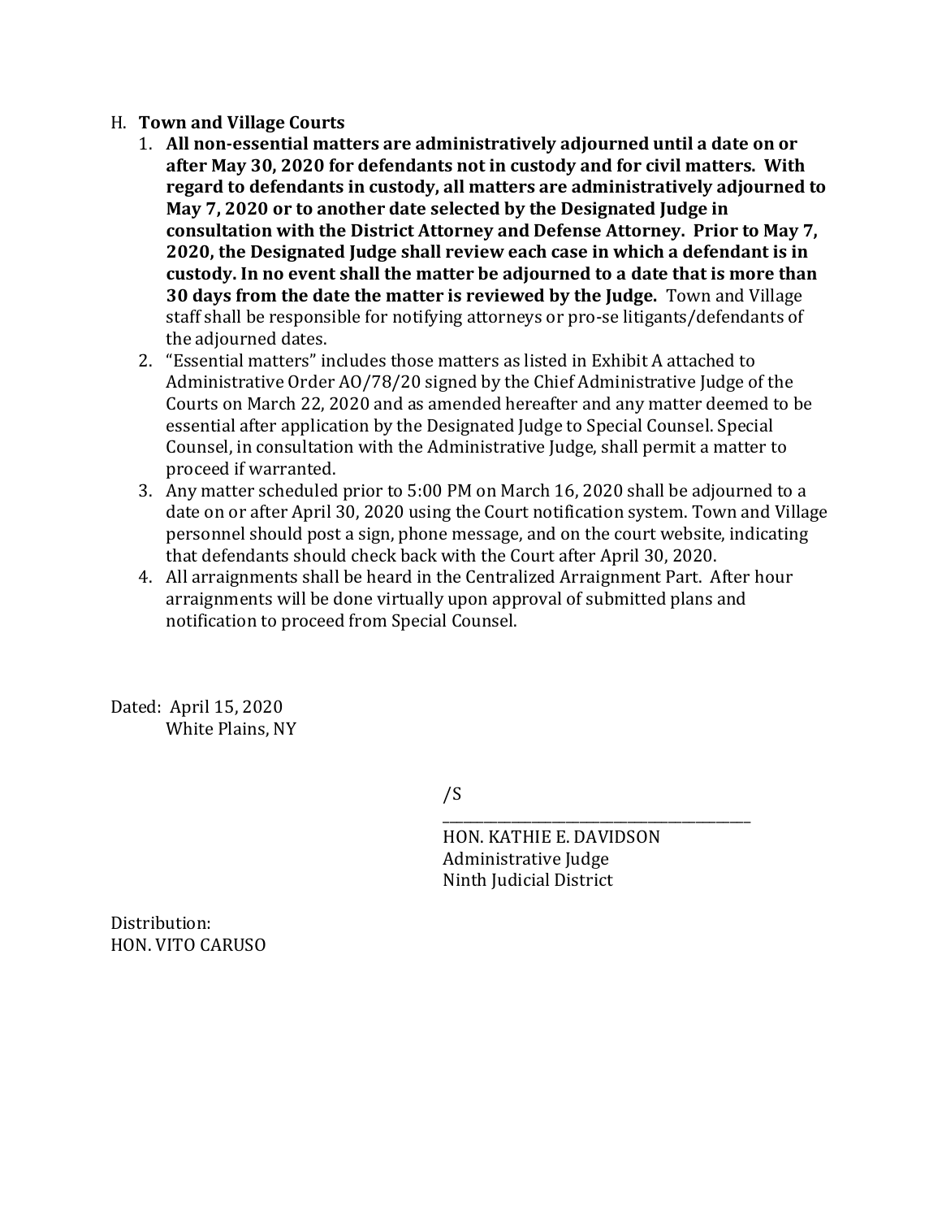H. **Town and Village Courts**

1. **All non-essential matters are administratively adjourned until a date on or after May 30, 2020 for defendants not in custody and for civil matters. With regard to defendants in custody, all matters are administratively adjourned to May 7, 2020 or to another date selected by the Designated Judge in consultation with the District Attorney and Defense Attorney. Prior to May 7, 2020, the Designated Judge shall review each case in which a defendant is in custody. In no event shall the matter be adjourned to a date that is more than 30 days from the date the matter is reviewed by the Judge.** Town and Village staff shall be responsible for notifying attorneys or pro-se litigants/defendants of the adjourned dates.
2. "Essential matters" includes those matters as listed in Exhibit A attached to Administrative Order AO/78/20 signed by the Chief Administrative Judge of the Courts on March 22, 2020 and as amended hereafter and any matter deemed to be essential after application by the Designated Judge to Special Counsel. Special Counsel, in consultation with the Administrative Judge, shall permit a matter to proceed if warranted.
3. Any matter scheduled prior to 5:00 PM on March 16, 2020 shall be adjourned to a date on or after April 30, 2020 using the Court notification system. Town and Village personnel should post a sign, phone message, and on the court website, indicating that defendants should check back with the Court after April 30, 2020.
4. All arraignments shall be heard in the Centralized Arraignment Part. After hour arraignments will be done virtually upon approval of submitted plans and notification to proceed from Special Counsel.

Dated: April 15, 2020
White Plains, NY

/S

______________________________
HON. KATHIE E. DAVIDSON
Administrative Judge
Ninth Judicial District

Distribution:
HON. VITO CARUSO